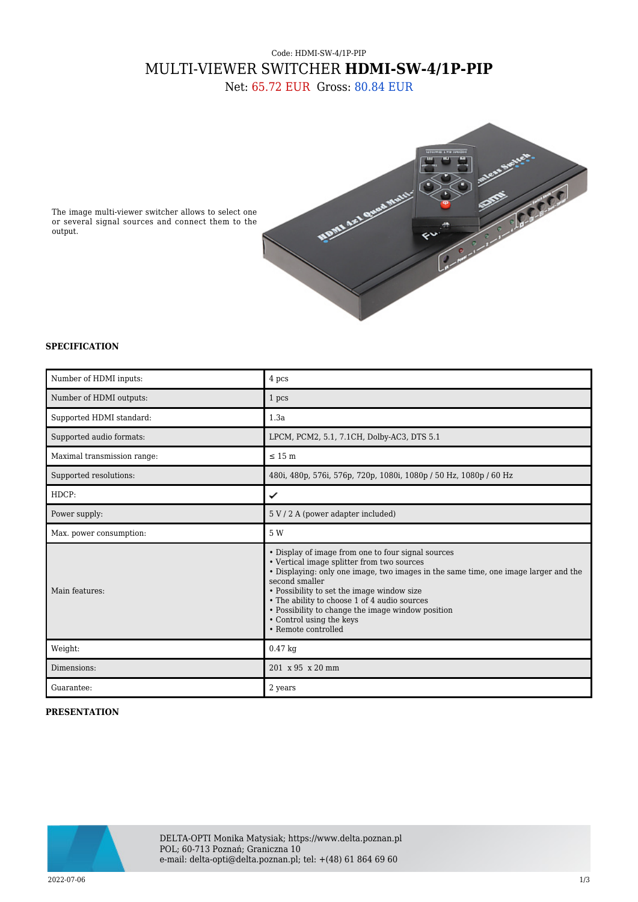Code: HDMI-SW-4/1P-PIP

# MULTI-VIEWER SWITCHER **HDMI-SW-4/1P-PIP**

Net: 65.72 EUR Gross: 80.84 EUR

The image multi-viewer switcher allows to select one or several signal sources and connect them to the output.

### SPECIFICATION

| | |
|---|---|
| Number of HDMI inputs: | 4 pcs |
| Number of HDMI outputs: | 1 pcs |
| Supported HDMI standard: | 1.3a |
| Supported audio formats: | LPCM, PCM2, 5.1, 7.1CH, Dolby-AC3, DTS 5.1 |
| Maximal transmission range: | ≤ 15 m |
| Supported resolutions: | 480i, 480p, 576i, 576p, 720p, 1080i, 1080p / 50 Hz, 1080p / 60 Hz |
| HDCP: | ✔ |
| Power supply: | 5 V / 2 A (power adapter included) |
| Max. power consumption: | 5 W |
| Main features: | • Display of image from one to four signal sources<br>• Vertical image splitter from two sources<br>• Displaying: only one image, two images in the same time, one image larger and the second smaller<br>• Possibility to set the image window size<br>• The ability to choose 1 of 4 audio sources<br>• Possibility to change the image window position<br>• Control using the keys<br>• Remote controlled |
| Weight: | 0.47 kg |
| Dimensions: | 201 x 95 x 20 mm |
| Guarantee: | 2 years |

### PRESENTATION

DELTA-OPTI Monika Matysiak; https://www.delta.poznan.pl
POL; 60-713 Poznań; Graniczna 10
e-mail: delta-opti@delta.poznan.pl; tel: +(48) 61 864 69 60

2022-07-06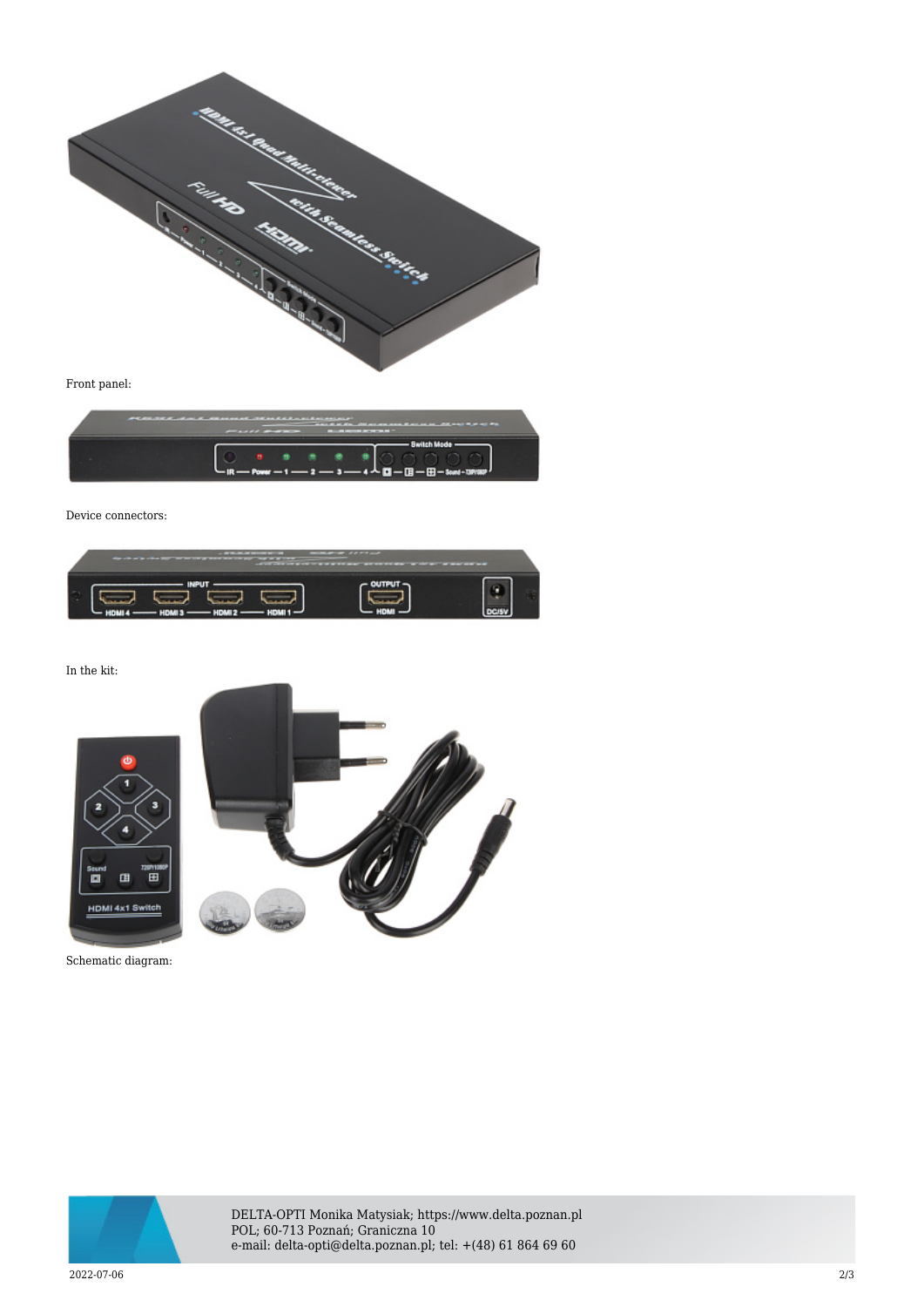Front panel:

Device connectors:

In the kit:

Schematic diagram: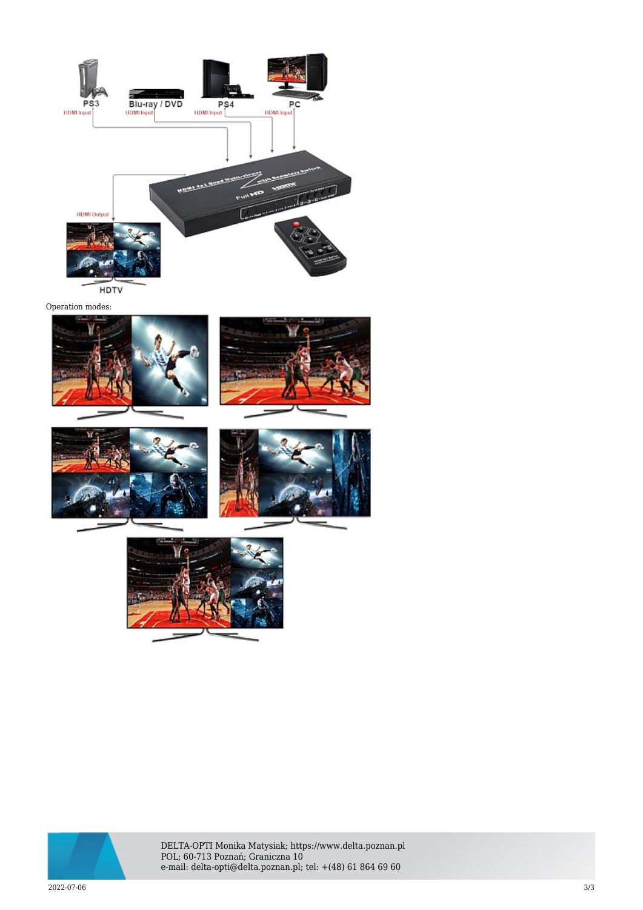Operation modes: